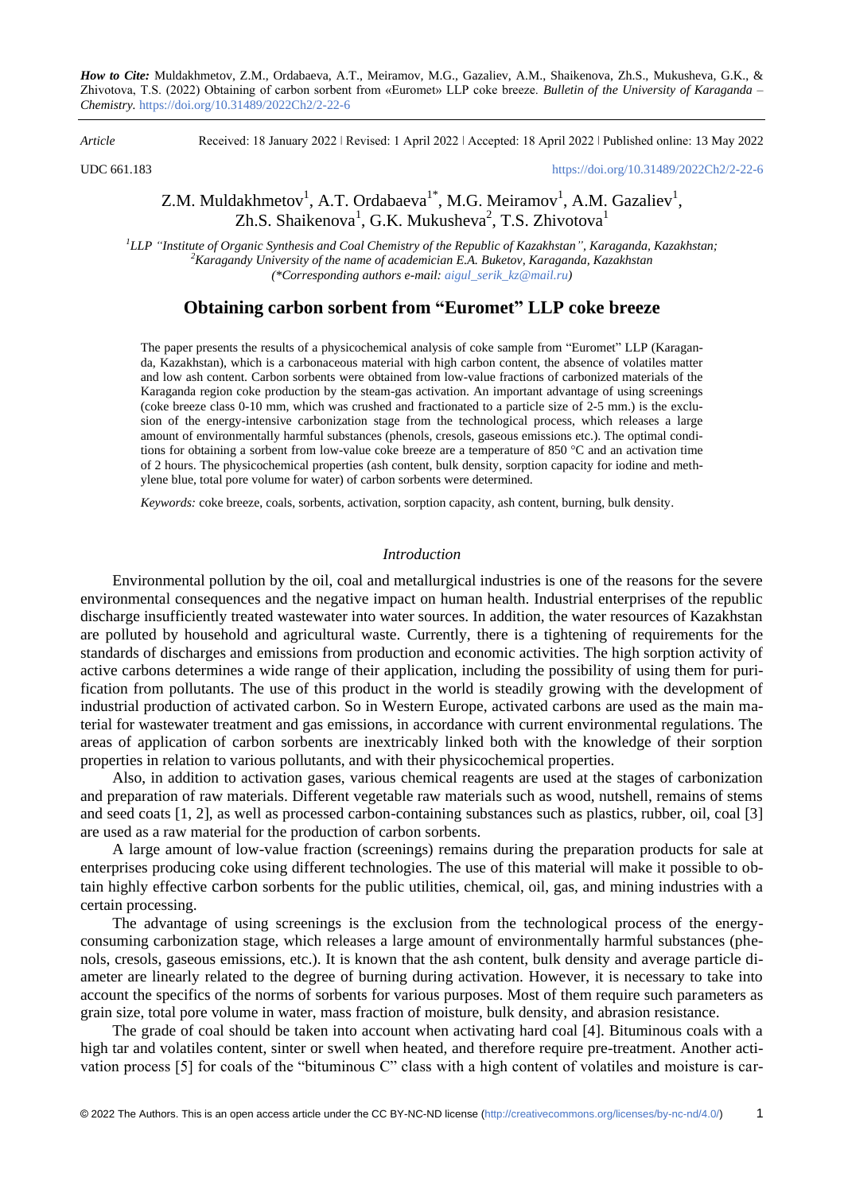*How to Cite:* Muldakhmetov, Z.M., Ordabaeva, A.T., Meiramov, M.G., Gazaliev, A.M., Shaikenova, Zh.S., Mukusheva, G.K., & Zhivotova, T.S. (2022) Obtaining of carbon sorbent from «Euromet» LLP coke breeze. *Bulletin of the University of Karaganda – Chemistry.* https://doi.org/10.31489/2022Ch2/2-22-6

*Article* Received: 18 January 2022 ǀ Revised: 1 April 2022 ǀ Accepted: 18 April 2022 ǀ Published online: 13 May 2022

UDC 661.183 https://doi.org/10.31489/2022Ch2/2-22-6

Z.M. Muldakhmetov[1], A.T. Ordabaeva[1*], M.G. Meiramov[1], A.M. Gazaliev[1], Zh.S. Shaikenova[1], G.K. Mukusheva[2], T.S. Zhivotova[1]

*[1]LLP "Institute of Organic Synthesis and Coal Chemistry of the Republic of Kazakhstan", Karaganda, Kazakhstan;*
*[2]Karagandy University of the name of academician E.A. Buketov, Karaganda, Kazakhstan*
*(\*Corresponding authors e-mail: aigul_serik_kz@mail.ru)*

# Obtaining carbon sorbent from "Euromet" LLP coke breeze

The paper presents the results of a physicochemical analysis of coke sample from "Euromet" LLP (Karaganda, Kazakhstan), which is a carbonaceous material with high carbon content, the absence of volatiles matter and low ash content. Carbon sorbents were obtained from low-value fractions of carbonized materials of the Karaganda region coke production by the steam-gas activation. An important advantage of using screenings (coke breeze class 0-10 mm, which was crushed and fractionated to a particle size of 2-5 mm.) is the exclusion of the energy-intensive carbonization stage from the technological process, which releases a large amount of environmentally harmful substances (phenols, cresols, gaseous emissions etc.). The optimal conditions for obtaining a sorbent from low-value coke breeze are a temperature of 850 °C and an activation time of 2 hours. The physicochemical properties (ash content, bulk density, sorption capacity for iodine and methylene blue, total pore volume for water) of carbon sorbents were determined.

*Keywords:* coke breeze, coals, sorbents, activation, sorption capacity, ash content, burning, bulk density.

## *Introduction*

Environmental pollution by the oil, coal and metallurgical industries is one of the reasons for the severe environmental consequences and the negative impact on human health. Industrial enterprises of the republic discharge insufficiently treated wastewater into water sources. In addition, the water resources of Kazakhstan are polluted by household and agricultural waste. Currently, there is a tightening of requirements for the standards of discharges and emissions from production and economic activities. The high sorption activity of active carbons determines a wide range of their application, including the possibility of using them for purification from pollutants. The use of this product in the world is steadily growing with the development of industrial production of activated carbon. So in Western Europe, activated carbons are used as the main material for wastewater treatment and gas emissions, in accordance with current environmental regulations. The areas of application of carbon sorbents are inextricably linked both with the knowledge of their sorption properties in relation to various pollutants, and with their physicochemical properties.

Also, in addition to activation gases, various chemical reagents are used at the stages of carbonization and preparation of raw materials. Different vegetable raw materials such as wood, nutshell, remains of stems and seed coats [1, 2], as well as processed carbon-containing substances such as plastics, rubber, oil, coal [3] are used as a raw material for the production of carbon sorbents.

A large amount of low-value fraction (screenings) remains during the preparation products for sale at enterprises producing coke using different technologies. The use of this material will make it possible to obtain highly effective carbon sorbents for the public utilities, chemical, oil, gas, and mining industries with a certain processing.

The advantage of using screenings is the exclusion from the technological process of the energy-consuming carbonization stage, which releases a large amount of environmentally harmful substances (phenols, cresols, gaseous emissions, etc.). It is known that the ash content, bulk density and average particle diameter are linearly related to the degree of burning during activation. However, it is necessary to take into account the specifics of the norms of sorbents for various purposes. Most of them require such parameters as grain size, total pore volume in water, mass fraction of moisture, bulk density, and abrasion resistance.

The grade of coal should be taken into account when activating hard coal [4]. Bituminous coals with a high tar and volatiles content, sinter or swell when heated, and therefore require pre-treatment. Another activation process [5] for coals of the "bituminous C" class with a high content of volatiles and moisture is car-

© 2022 The Authors. This is an open access article under the CC BY-NC-ND license (http://creativecommons.org/licenses/by-nc-nd/4.0/)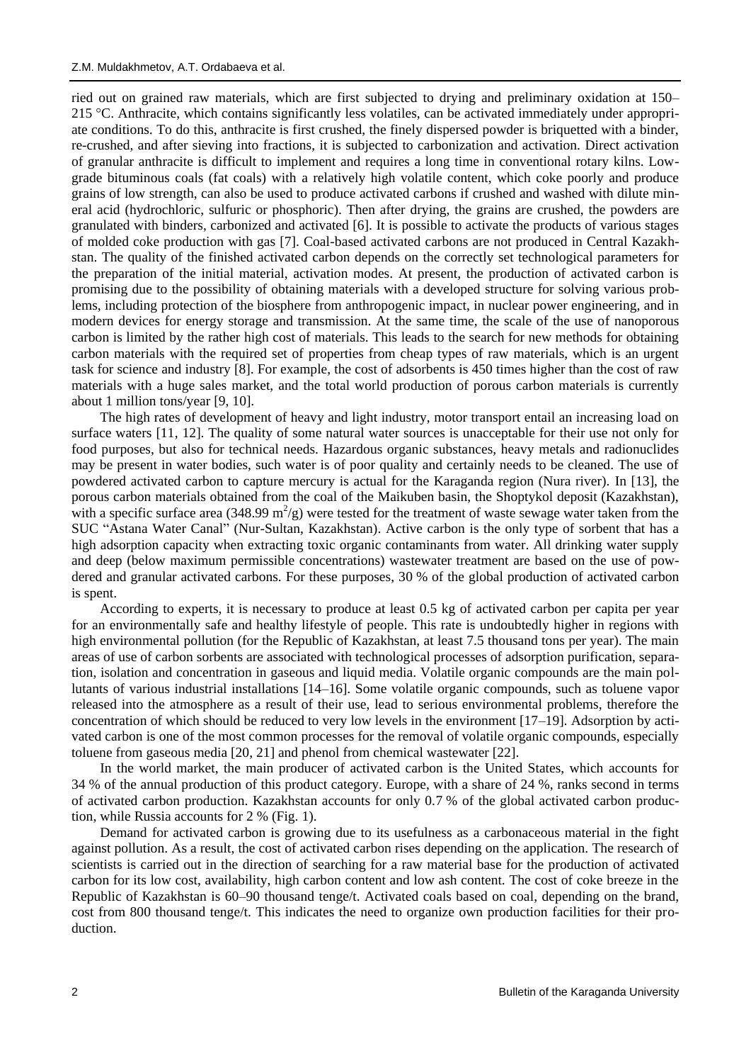ried out on grained raw materials, which are first subjected to drying and preliminary oxidation at 150–215 °C. Anthracite, which contains significantly less volatiles, can be activated immediately under appropriate conditions. To do this, anthracite is first crushed, the finely dispersed powder is briquetted with a binder, re-crushed, and after sieving into fractions, it is subjected to carbonization and activation. Direct activation of granular anthracite is difficult to implement and requires a long time in conventional rotary kilns. Low-grade bituminous coals (fat coals) with a relatively high volatile content, which coke poorly and produce grains of low strength, can also be used to produce activated carbons if crushed and washed with dilute mineral acid (hydrochloric, sulfuric or phosphoric). Then after drying, the grains are crushed, the powders are granulated with binders, carbonized and activated [6]. It is possible to activate the products of various stages of molded coke production with gas [7]. Coal-based activated carbons are not produced in Central Kazakhstan. The quality of the finished activated carbon depends on the correctly set technological parameters for the preparation of the initial material, activation modes. At present, the production of activated carbon is promising due to the possibility of obtaining materials with a developed structure for solving various problems, including protection of the biosphere from anthropogenic impact, in nuclear power engineering, and in modern devices for energy storage and transmission. At the same time, the scale of the use of nanoporous carbon is limited by the rather high cost of materials. This leads to the search for new methods for obtaining carbon materials with the required set of properties from cheap types of raw materials, which is an urgent task for science and industry [8]. For example, the cost of adsorbents is 450 times higher than the cost of raw materials with a huge sales market, and the total world production of porous carbon materials is currently about 1 million tons/year [9, 10].

The high rates of development of heavy and light industry, motor transport entail an increasing load on surface waters [11, 12]. The quality of some natural water sources is unacceptable for their use not only for food purposes, but also for technical needs. Hazardous organic substances, heavy metals and radionuclides may be present in water bodies, such water is of poor quality and certainly needs to be cleaned. The use of powdered activated carbon to capture mercury is actual for the Karaganda region (Nura river). In [13], the porous carbon materials obtained from the coal of the Maikuben basin, the Shoptykol deposit (Kazakhstan), with a specific surface area (348.99 $m^2/g$) were tested for the treatment of waste sewage water taken from the SUC "Astana Water Canal" (Nur-Sultan, Kazakhstan). Active carbon is the only type of sorbent that has a high adsorption capacity when extracting toxic organic contaminants from water. All drinking water supply and deep (below maximum permissible concentrations) wastewater treatment are based on the use of powdered and granular activated carbons. For these purposes, 30 % of the global production of activated carbon is spent.

According to experts, it is necessary to produce at least 0.5 kg of activated carbon per capita per year for an environmentally safe and healthy lifestyle of people. This rate is undoubtedly higher in regions with high environmental pollution (for the Republic of Kazakhstan, at least 7.5 thousand tons per year). The main areas of use of carbon sorbents are associated with technological processes of adsorption purification, separation, isolation and concentration in gaseous and liquid media. Volatile organic compounds are the main pollutants of various industrial installations [14–16]. Some volatile organic compounds, such as toluene vapor released into the atmosphere as a result of their use, lead to serious environmental problems, therefore the concentration of which should be reduced to very low levels in the environment [17–19]. Adsorption by activated carbon is one of the most common processes for the removal of volatile organic compounds, especially toluene from gaseous media [20, 21] and phenol from chemical wastewater [22].

In the world market, the main producer of activated carbon is the United States, which accounts for 34 % of the annual production of this product category. Europe, with a share of 24 %, ranks second in terms of activated carbon production. Kazakhstan accounts for only 0.7 % of the global activated carbon production, while Russia accounts for 2 % (Fig. 1).

Demand for activated carbon is growing due to its usefulness as a carbonaceous material in the fight against pollution. As a result, the cost of activated carbon rises depending on the application. The research of scientists is carried out in the direction of searching for a raw material base for the production of activated carbon for its low cost, availability, high carbon content and low ash content. The cost of coke breeze in the Republic of Kazakhstan is 60–90 thousand tenge/t. Activated coals based on coal, depending on the brand, cost from 800 thousand tenge/t. This indicates the need to organize own production facilities for their production.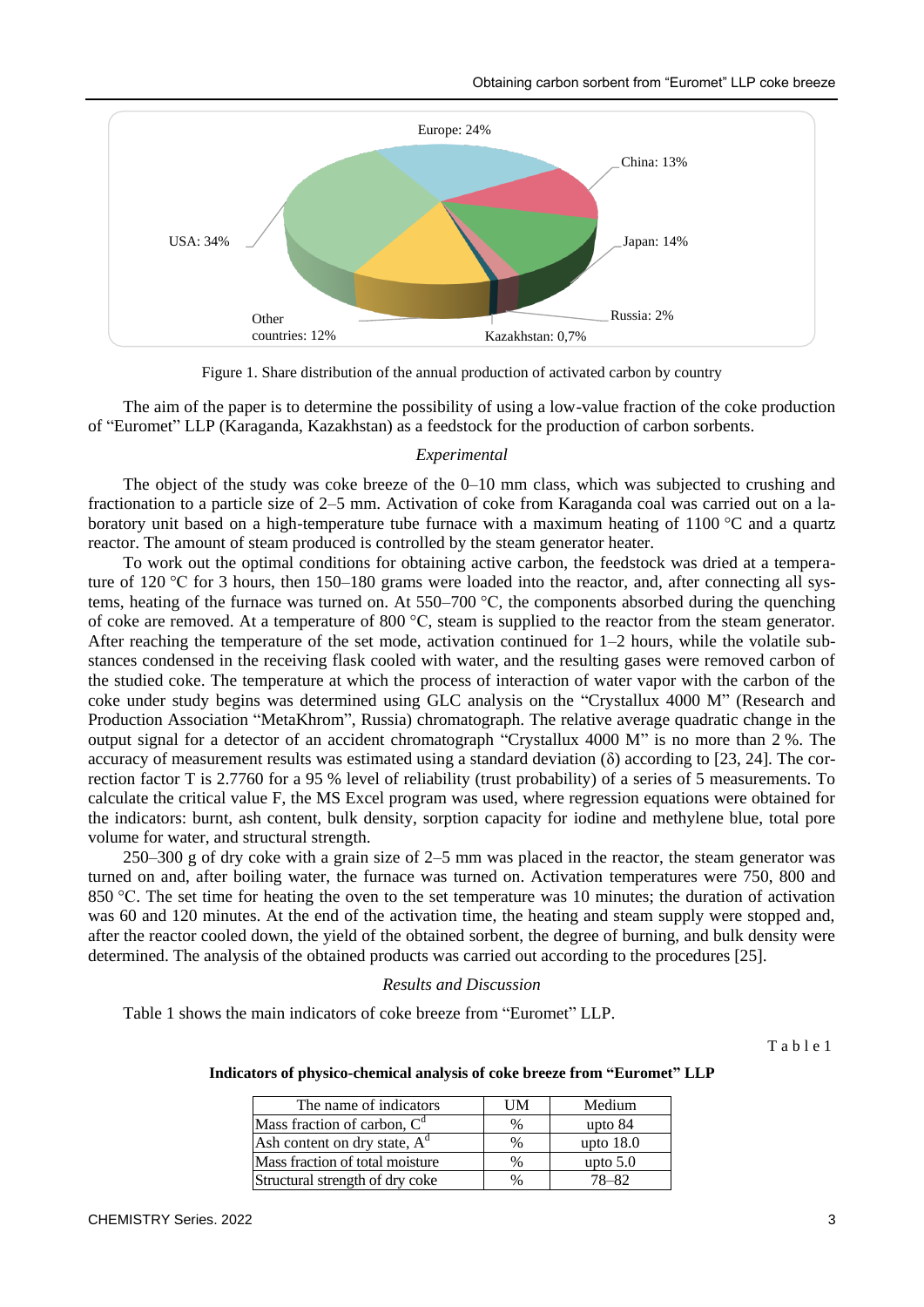Figure 1. Share distribution of the annual production of activated carbon by country

The aim of the paper is to determine the possibility of using a low-value fraction of the coke production of "Euromet" LLP (Karaganda, Kazakhstan) as a feedstock for the production of carbon sorbents.

### *Experimental*

The object of the study was coke breeze of the 0–10 mm class, which was subjected to crushing and fractionation to a particle size of 2–5 mm. Activation of coke from Karaganda coal was carried out on a laboratory unit based on a high-temperature tube furnace with a maximum heating of 1100 °C and a quartz reactor. The amount of steam produced is controlled by the steam generator heater.

To work out the optimal conditions for obtaining active carbon, the feedstock was dried at a temperature of 120 °C for 3 hours, then 150–180 grams were loaded into the reactor, and, after connecting all systems, heating of the furnace was turned on. At 550–700 °C, the components absorbed during the quenching of coke are removed. At a temperature of 800 °C, steam is supplied to the reactor from the steam generator. After reaching the temperature of the set mode, activation continued for 1–2 hours, while the volatile substances condensed in the receiving flask cooled with water, and the resulting gases were removed carbon of the studied coke. The temperature at which the process of interaction of water vapor with the carbon of the coke under study begins was determined using GLC analysis on the "Crystallux 4000 M" (Research and Production Association "MetaKhrom", Russia) chromatograph. The relative average quadratic change in the output signal for a detector of an accident chromatograph "Crystallux 4000 M" is no more than 2 %. The accuracy of measurement results was estimated using a standard deviation (δ) according to [23, 24]. The correction factor T is 2.7760 for a 95 % level of reliability (trust probability) of a series of 5 measurements. To calculate the critical value F, the MS Excel program was used, where regression equations were obtained for the indicators: burnt, ash content, bulk density, sorption capacity for iodine and methylene blue, total pore volume for water, and structural strength.

250–300 g of dry coke with a grain size of 2–5 mm was placed in the reactor, the steam generator was turned on and, after boiling water, the furnace was turned on. Activation temperatures were 750, 800 and 850 °C. The set time for heating the oven to the set temperature was 10 minutes; the duration of activation was 60 and 120 minutes. At the end of the activation time, the heating and steam supply were stopped and, after the reactor cooled down, the yield of the obtained sorbent, the degree of burning, and bulk density were determined. The analysis of the obtained products was carried out according to the procedures [25].

### *Results and Discussion*

Table 1 shows the main indicators of coke breeze from "Euromet" LLP.

Table 1

**Indicators of physico-chemical analysis of coke breeze from "Euromet" LLP**

| The name of indicators | UM | Medium |
|---|---|---|
| Mass fraction of carbon, $C^d$ | % | upto 84 |
| Ash content on dry state, $A^d$ | % | upto 18.0 |
| Mass fraction of total moisture | % | upto 5.0 |
| Structural strength of dry coke | % | 78–82 |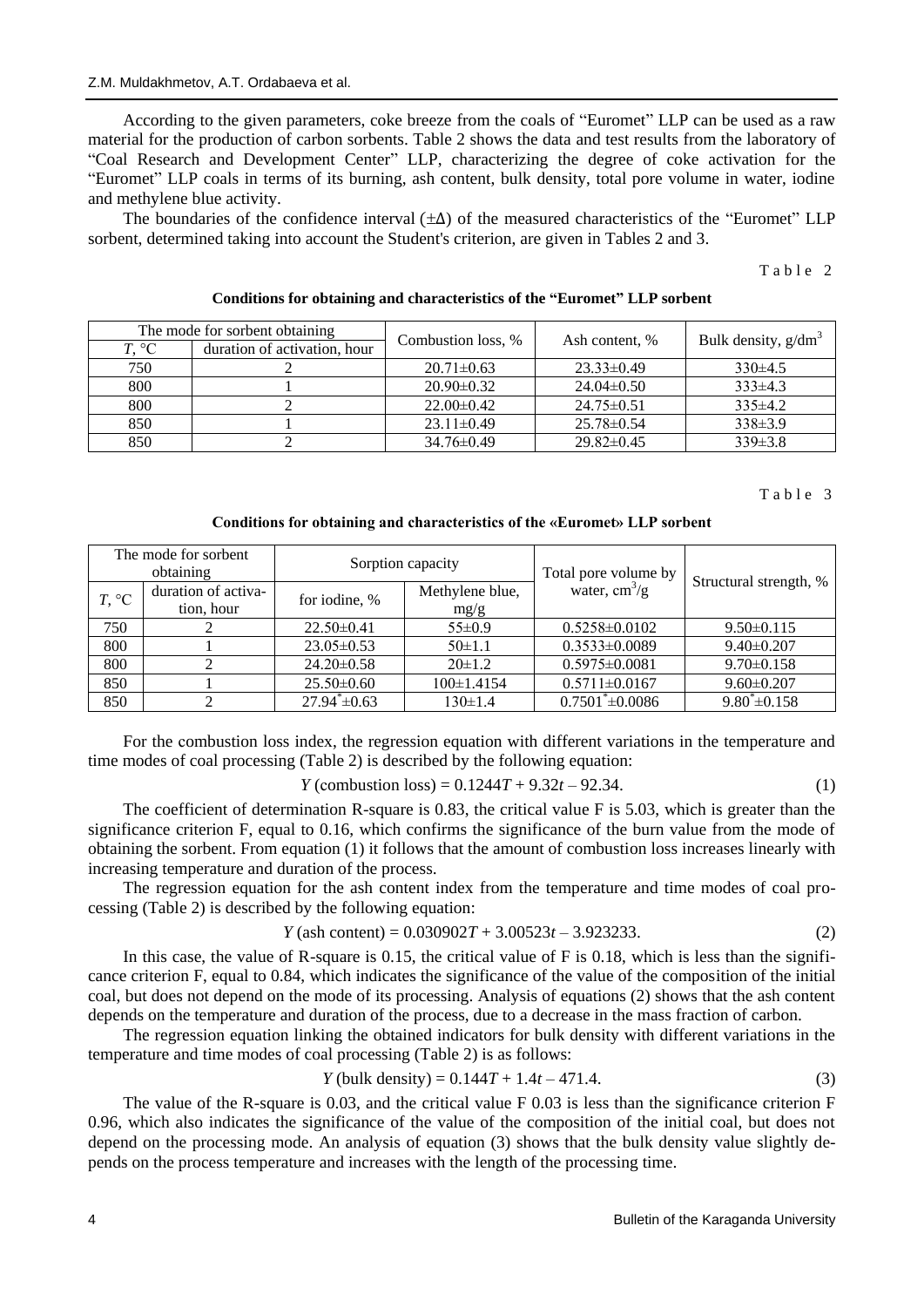According to the given parameters, coke breeze from the coals of "Euromet" LLP can be used as a raw material for the production of carbon sorbents. Table 2 shows the data and test results from the laboratory of "Coal Research and Development Center" LLP, characterizing the degree of coke activation for the "Euromet" LLP coals in terms of its burning, ash content, bulk density, total pore volume in water, iodine and methylene blue activity.

The boundaries of the confidence interval (±Δ) of the measured characteristics of the "Euromet" LLP sorbent, determined taking into account the Student's criterion, are given in Tables 2 and 3.

Table 2

**Conditions for obtaining and characteristics of the "Euromet" LLP sorbent**

| The mode for sorbent obtaining | | Combustion loss, % | Ash content, % | Bulk density, g/dm$^3$ |
|---|---|---|---|---|
| $T$, °C | duration of activation, hour | | | |
| 750 | 2 | 20.71±0.63 | 23.33±0.49 | 330±4.5 |
| 800 | 1 | 20.90±0.32 | 24.04±0.50 | 333±4.3 |
| 800 | 2 | 22.00±0.42 | 24.75±0.51 | 335±4.2 |
| 850 | 1 | 23.11±0.49 | 25.78±0.54 | 338±3.9 |
| 850 | 2 | 34.76±0.49 | 29.82±0.45 | 339±3.8 |

Table 3

**Conditions for obtaining and characteristics of the «Euromet» LLP sorbent**

| The mode for sorbent obtaining | | Sorption capacity | | Total pore volume by water, cm$^3$/g | Structural strength, % |
|---|---|---|---|---|---|
| $T$, °C | duration of activation, hour | for iodine, % | Methylene blue, mg/g | | |
| 750 | 2 | 22.50±0.41 | 55±0.9 | 0.5258±0.0102 | 9.50±0.115 |
| 800 | 1 | 23.05±0.53 | 50±1.1 | 0.3533±0.0089 | 9.40±0.207 |
| 800 | 2 | 24.20±0.58 | 20±1.2 | 0.5975±0.0081 | 9.70±0.158 |
| 850 | 1 | 25.50±0.60 | 100±1.4154 | 0.5711±0.0167 | 9.60±0.207 |
| 850 | 2 | 27.94*±0.63 | 130±1.4 | 0.7501*±0.0086 | 9.80*±0.158 |

For the combustion loss index, the regression equation with different variations in the temperature and time modes of coal processing (Table 2) is described by the following equation:

$$Y \text{ (combustion loss)} = 0.1244T + 9.32t - 92.34. \tag{1}$$

The coefficient of determination R-square is 0.83, the critical value F is 5.03, which is greater than the significance criterion F, equal to 0.16, which confirms the significance of the burn value from the mode of obtaining the sorbent. From equation (1) it follows that the amount of combustion loss increases linearly with increasing temperature and duration of the process.

The regression equation for the ash content index from the temperature and time modes of coal processing (Table 2) is described by the following equation:

$$Y \text{ (ash content)} = 0.030902T + 3.00523t - 3.923233. \tag{2}$$

In this case, the value of R-square is 0.15, the critical value of F is 0.18, which is less than the significance criterion F, equal to 0.84, which indicates the significance of the value of the composition of the initial coal, but does not depend on the mode of its processing. Analysis of equations (2) shows that the ash content depends on the temperature and duration of the process, due to a decrease in the mass fraction of carbon.

The regression equation linking the obtained indicators for bulk density with different variations in the temperature and time modes of coal processing (Table 2) is as follows:

$$Y \text{ (bulk density)} = 0.144T + 1.4t - 471.4. \tag{3}$$

The value of the R-square is 0.03, and the critical value F 0.03 is less than the significance criterion F 0.96, which also indicates the significance of the value of the composition of the initial coal, but does not depend on the processing mode. An analysis of equation (3) shows that the bulk density value slightly depends on the process temperature and increases with the length of the processing time.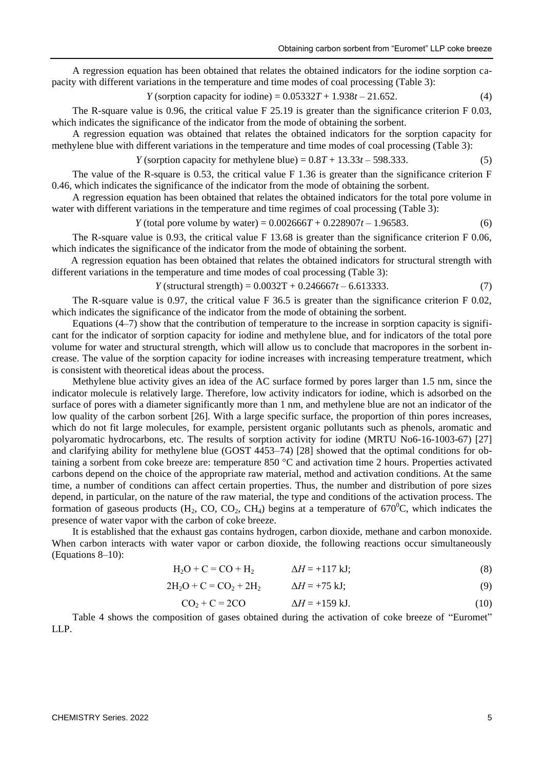A regression equation has been obtained that relates the obtained indicators for the iodine sorption capacity with different variations in the temperature and time modes of coal processing (Table 3):

$$Y \text{ (sorption capacity for iodine)} = 0.05332T + 1.938t - 21.652. \quad (4)$$

The R-square value is 0.96, the critical value F 25.19 is greater than the significance criterion F 0.03, which indicates the significance of the indicator from the mode of obtaining the sorbent.

A regression equation was obtained that relates the obtained indicators for the sorption capacity for methylene blue with different variations in the temperature and time modes of coal processing (Table 3):

$$Y \text{ (sorption capacity for methylene blue)} = 0.8T + 13.33t - 598.333. \quad (5)$$

The value of the R-square is 0.53, the critical value F 1.36 is greater than the significance criterion F 0.46, which indicates the significance of the indicator from the mode of obtaining the sorbent.

A regression equation has been obtained that relates the obtained indicators for the total pore volume in water with different variations in the temperature and time regimes of coal processing (Table 3):

$$Y \text{ (total pore volume by water)} = 0.002666T + 0.228907t - 1.96583. \quad (6)$$

The R-square value is 0.93, the critical value F 13.68 is greater than the significance criterion F 0.06, which indicates the significance of the indicator from the mode of obtaining the sorbent.

A regression equation has been obtained that relates the obtained indicators for structural strength with different variations in the temperature and time modes of coal processing (Table 3):

$$Y \text{ (structural strength)} = 0.0032T + 0.246667t - 6.613333. \quad (7)$$

The R-square value is 0.97, the critical value F 36.5 is greater than the significance criterion F 0.02, which indicates the significance of the indicator from the mode of obtaining the sorbent.

Equations (4–7) show that the contribution of temperature to the increase in sorption capacity is significant for the indicator of sorption capacity for iodine and methylene blue, and for indicators of the total pore volume for water and structural strength, which will allow us to conclude that macropores in the sorbent increase. The value of the sorption capacity for iodine increases with increasing temperature treatment, which is consistent with theoretical ideas about the process.

Methylene blue activity gives an idea of the AC surface formed by pores larger than 1.5 nm, since the indicator molecule is relatively large. Therefore, low activity indicators for iodine, which is adsorbed on the surface of pores with a diameter significantly more than 1 nm, and methylene blue are not an indicator of the low quality of the carbon sorbent [26]. With a large specific surface, the proportion of thin pores increases, which do not fit large molecules, for example, persistent organic pollutants such as phenols, aromatic and polyaromatic hydrocarbons, etc. The results of sorption activity for iodine (MRTU No6-16-1003-67) [27] and clarifying ability for methylene blue (GOST 4453–74) [28] showed that the optimal conditions for obtaining a sorbent from coke breeze are: temperature 850 °C and activation time 2 hours. Properties activated carbons depend on the choice of the appropriate raw material, method and activation conditions. At the same time, a number of conditions can affect certain properties. Thus, the number and distribution of pore sizes depend, in particular, on the nature of the raw material, the type and conditions of the activation process. The formation of gaseous products ($H_2$, $CO$, $CO_2$, $CH_4$) begins at a temperature of $670^0$C, which indicates the presence of water vapor with the carbon of coke breeze.

It is established that the exhaust gas contains hydrogen, carbon dioxide, methane and carbon monoxide. When carbon interacts with water vapor or carbon dioxide, the following reactions occur simultaneously (Equations 8–10):

$$H_2O + C = CO + H_2 \qquad \Delta H = +117 \text{ kJ}; \quad (8)$$

$$2H_2O + C = CO_2 + 2H_2 \qquad \Delta H = +75 \text{ kJ}; \quad (9)$$

$$CO_2 + C = 2CO \qquad \Delta H = +159 \text{ kJ}. \quad (10)$$

Table 4 shows the composition of gases obtained during the activation of coke breeze of "Euromet" LLP.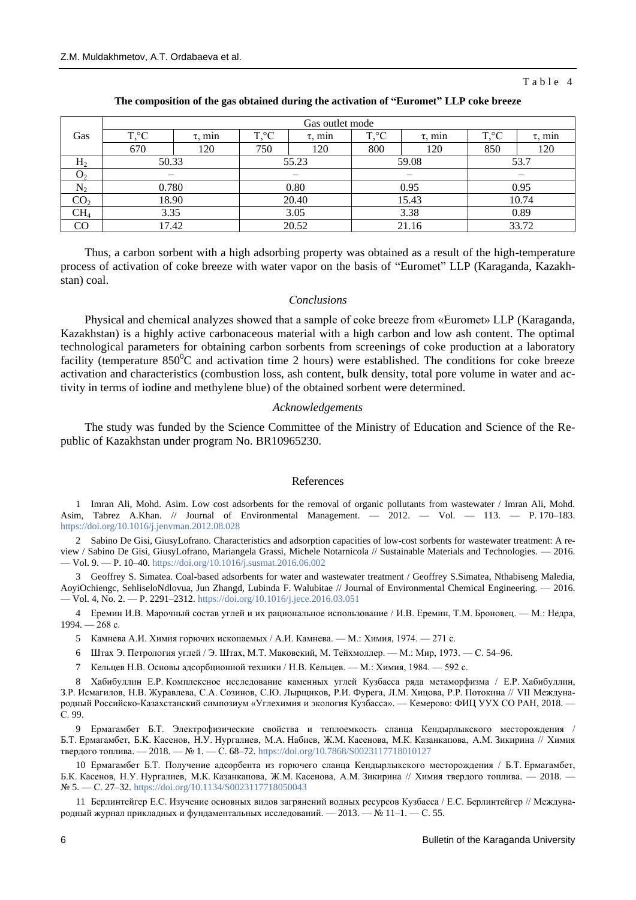Table 4

**The composition of the gas obtained during the activation of "Euromet" LLP coke breeze**

| Gas | Gas outlet mode | | | | | | | |
|---|---|---|---|---|---|---|---|---|
| | T,°C | τ, min | T,°C | τ, min | T,°C | τ, min | T,°C | τ, min |
| | 670 | 120 | 750 | 120 | 800 | 120 | 850 | 120 |
| $H_2$ | 50.33 | | 55.23 | | 59.08 | | 53.7 | |
| $O_2$ | – | | – | | – | | – | |
| $N_2$ | 0.780 | | 0.80 | | 0.95 | | 0.95 | |
| $CO_2$ | 18.90 | | 20.40 | | 15.43 | | 10.74 | |
| $CH_4$ | 3.35 | | 3.05 | | 3.38 | | 0.89 | |
| CO | 17.42 | | 20.52 | | 21.16 | | 33.72 | |

Thus, a carbon sorbent with a high adsorbing property was obtained as a result of the high-temperature process of activation of coke breeze with water vapor on the basis of "Euromet" LLP (Karaganda, Kazakhstan) coal.

### *Conclusions*

Physical and chemical analyzes showed that a sample of coke breeze from «Euromet» LLP (Karaganda, Kazakhstan) is a highly active carbonaceous material with a high carbon and low ash content. The optimal technological parameters for obtaining carbon sorbents from screenings of coke production at a laboratory facility (temperature $850^0$C and activation time 2 hours) were established. The conditions for coke breeze activation and characteristics (combustion loss, ash content, bulk density, total pore volume in water and activity in terms of iodine and methylene blue) of the obtained sorbent were determined.

### *Acknowledgements*

The study was funded by the Science Committee of the Ministry of Education and Science of the Republic of Kazakhstan under program No. BR10965230.

## References

1 Imran Ali, Mohd. Asim. Low cost adsorbents for the removal of organic pollutants from wastewater / Imran Ali, Mohd. Asim, Tabrez A.Khan. // Journal of Environmental Management. — 2012. — Vol. — 113. — P. 170–183. https://doi.org/10.1016/j.jenvman.2012.08.028

2 Sabino De Gisi, GiusyLofrano. Characteristics and adsorption capacities of low-cost sorbents for wastewater treatment: A review / Sabino De Gisi, GiusyLofrano, Mariangela Grassi, Michele Notarnicola // Sustainable Materials and Technologies. — 2016. — Vol. 9. — P. 10–40. https://doi.org/10.1016/j.susmat.2016.06.002

3 Geoffrey S. Simatea. Coal-based adsorbents for water and wastewater treatment / Geoffrey S.Simatea, Nthabiseng Maledia, AoyiOchiengc, SehliseloNdlovua, Jun Zhangd, Lubinda F. Walubitae // Journal of Environmental Chemical Engineering. — 2016. — Vol. 4, No. 2. — P. 2291–2312. https://doi.org/10.1016/j.jece.2016.03.051

4 Еремин И.В. Марочный состав углей и их рациональное использование / И.В. Еремин, Т.М. Броновец. — М.: Недра, 1994. — 268 с.

5 Камнева А.И. Химия горючих ископаемых / А.И. Камнева. — М.: Химия, 1974. — 271 с.

6 Штах Э. Петрология углей / Э. Штах, М.Т. Маковский, М. Тейхмоллер. — М.: Мир, 1973. — С. 54–96.

7 Кельцев Н.В. Основы адсорбционной техники / Н.В. Кельцев. — М.: Химия, 1984. — 592 с.

8 Хабибуллин Е.Р. Комплексное исследование каменных углей Кузбасса ряда метаморфизма / Е.Р. Хабибуллин, З.Р. Исмагилов, Н.В. Журавлева, С.А. Созинов, С.Ю. Лырщиков, Р.И. Фурега, Л.М. Хицова, Р.Р. Потокина // VII Международный Российско-Казахстанский симпозиум «Углехимия и экология Кузбасса». — Кемерово: ФИЦ УУХ СО РАН, 2018. — С. 99.

9 Ермагамбет Б.Т. Электрофизические свойства и теплоемкость сланца Кендырлыкского месторождения / Б.Т. Ермагамбет, Б.К. Касенов, Н.У. Нургалиев, М.А. Набиев, Ж.М. Касенова, М.К. Казанкапова, А.М. Зикирина // Химия твердого топлива. — 2018. — № 1. — С. 68–72. https://doi.org/10.7868/S0023117718010127

10 Ермагамбет Б.Т. Получение адсорбента из горючего сланца Кендырлыкского месторождения / Б.Т. Ермагамбет, Б.К. Касенов, Н.У. Нургалиев, М.К. Казанкапова, Ж.М. Касенова, А.М. Зикирина // Химия твердого топлива. — 2018. — № 5. — С. 27–32. https://doi.org/10.1134/S0023117718050043

11 Берлинтейгер Е.С. Изучение основных видов загрязнений водных ресурсов Кузбасса / Е.С. Берлинтейгер // Международный журнал прикладных и фундаментальных исследований. — 2013. — № 11–1. — С. 55.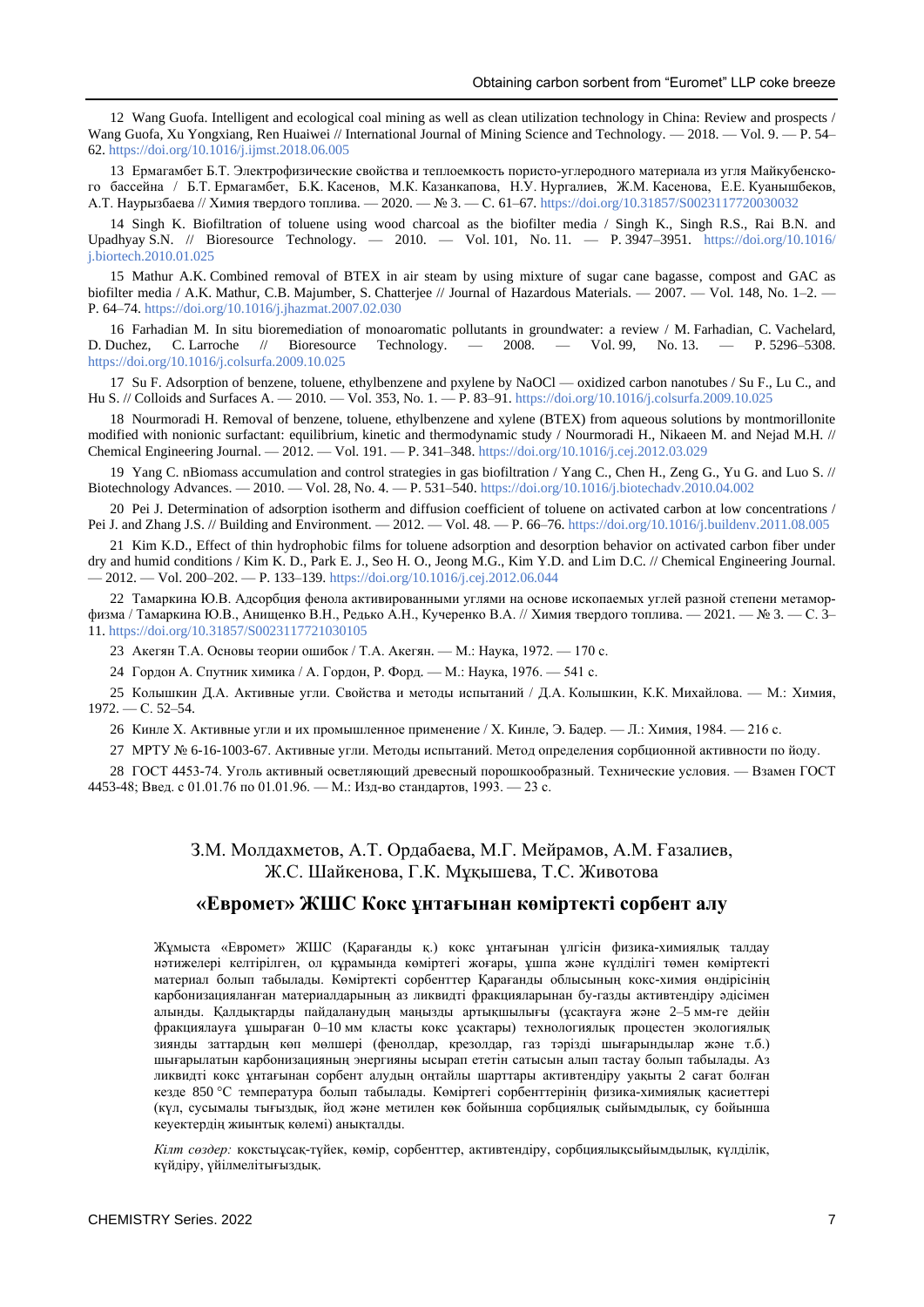12 Wang Guofa. Intelligent and ecological coal mining as well as clean utilization technology in China: Review and prospects / Wang Guofa, Xu Yongxiang, Ren Huaiwei // International Journal of Mining Science and Technology. — 2018. — Vol. 9. — P. 54–62. https://doi.org/10.1016/j.ijmst.2018.06.005

13 Ермагамбет Б.Т. Электрофизические свойства и теплоемкость пористо-углеродного материала из угля Майкубенского бассейна / Б.Т. Ермагамбет, Б.К. Касенов, М.К. Казанкапова, Н.У. Нургалиев, Ж.М. Касенова, Е.Е. Куанышбеков, А.Т. Наурызбаева // Химия твердого топлива. — 2020. — № 3. — С. 61–67. https://doi.org/10.31857/S0023117720030032

14 Singh K. Biofiltration of toluene using wood charcoal as the biofilter media / Singh K., Singh R.S., Rai B.N. and Upadhyay S.N. // Bioresource Technology. — 2010. — Vol. 101, No. 11. — P. 3947–3951. https://doi.org/10.1016/j.biortech.2010.01.025

15 Mathur A.K. Combined removal of BTEX in air steam by using mixture of sugar cane bagasse, compost and GAC as biofilter media / A.K. Mathur, C.B. Majumber, S. Chatterjee // Journal of Hazardous Materials. — 2007. — Vol. 148, No. 1–2. — P. 64–74. https://doi.org/10.1016/j.jhazmat.2007.02.030

16 Farhadian M. In situ bioremediation of monoaromatic pollutants in groundwater: a review / M. Farhadian, C. Vachelard, D. Duchez, C. Larroche // Bioresource Technology. — 2008. — Vol. 99, No. 13. — P. 5296–5308. https://doi.org/10.1016/j.colsurfa.2009.10.025

17 Su F. Adsorption of benzene, toluene, ethylbenzene and pxylene by NaOCl — oxidized carbon nanotubes / Su F., Lu C., and Hu S. // Colloids and Surfaces A. — 2010. — Vol. 353, No. 1. — P. 83–91. https://doi.org/10.1016/j.colsurfa.2009.10.025

18 Nourmoradi H. Removal of benzene, toluene, ethylbenzene and xylene (BTEX) from aqueous solutions by montmorillonite modified with nonionic surfactant: equilibrium, kinetic and thermodynamic study / Nourmoradi H., Nikaeen M. and Nejad M.H. // Chemical Engineering Journal. — 2012. — Vol. 191. — P. 341–348. https://doi.org/10.1016/j.cej.2012.03.029

19 Yang C. nBiomass accumulation and control strategies in gas biofiltration / Yang C., Chen H., Zeng G., Yu G. and Luo S. // Biotechnology Advances. — 2010. — Vol. 28, No. 4. — P. 531–540. https://doi.org/10.1016/j.biotechadv.2010.04.002

20 Pei J. Determination of adsorption isotherm and diffusion coefficient of toluene on activated carbon at low concentrations / Pei J. and Zhang J.S. // Building and Environment. — 2012. — Vol. 48. — P. 66–76. https://doi.org/10.1016/j.buildenv.2011.08.005

21 Kim K.D., Effect of thin hydrophobic films for toluene adsorption and desorption behavior on activated carbon fiber under dry and humid conditions / Kim K. D., Park E. J., Seo H. O., Jeong M.G., Kim Y.D. and Lim D.C. // Chemical Engineering Journal. — 2012. — Vol. 200–202. — P. 133–139. https://doi.org/10.1016/j.cej.2012.06.044

22 Тамаркина Ю.В. Адсорбция фенола активированными углями на основе ископаемых углей разной степени метаморфизма / Тамаркина Ю.В., Анищенко В.Н., Редько А.Н., Кучеренко В.А. // Химия твердого топлива. — 2021. — № 3. — С. 3–11. https://doi.org/10.31857/S0023117721030105

23 Акегян Т.А. Основы теории ошибок / Т.А. Акегян. — М.: Наука, 1972. — 170 с.

24 Гордон А. Спутник химика / А. Гордон, Р. Форд. — М.: Наука, 1976. — 541 с.

25 Колышкин Д.А. Активные угли. Свойства и методы испытаний / Д.А. Колышкин, К.К. Михайлова. — М.: Химия, 1972. — С. 52–54.

26 Кинле Х. Активные угли и их промышленное применение / Х. Кинле, Э. Бадер. — Л.: Химия, 1984. — 216 с.

27 МРТУ № 6-16-1003-67. Активные угли. Методы испытаний. Метод определения сорбционной активности по йоду.

28 ГОСТ 4453-74. Уголь активный осветляющий древесный порошкообразный. Технические условия. — Взамен ГОСТ 4453-48; Введ. с 01.01.76 по 01.01.96. — М.: Изд-во стандартов, 1993. — 23 с.

З.М. Молдахметов, А.Т. Ордабаева, М.Г. Мейрамов, А.М. Ғазалиев, Ж.С. Шайкенова, Г.К. Мұқышева, Т.С. Животова

## «Евромет» ЖШС Кокс ұнтағынан көміртекті сорбент алу

Жұмыста «Евромет» ЖШС (Қарағанды қ.) кокс ұнтағынан үлгісін физика-химиялық талдау нәтижелері келтірілген, ол құрамында көміртегі жоғары, ұшпа және күлділігі төмен көміртекті материал болып табылады. Көміртекті сорбенттер Қарағанды облысының кокс-химия өндірісінің карбонизацияланған материалдарының аз ликвидті фракцияларынан бу-газды активтендіру әдісімен алынды. Қалдықтарды пайдаланудың маңызды артықшылығы (ұсақтауға және 2–5 мм-ге дейін фракциялауға ұшыраған 0–10 мм класты кокс ұсақтары) технологиялық процестен экологиялық зиянды заттардың көп мөлшері (фенолдар, крезолдар, газ тәрізді шығарындылар және т.б.) шығарылатын карбонизацияның энергияны ысырап ететін сатысын алып тастау болып табылады. Аз ликвидті кокс ұнтағынан сорбент алудың оңтайлы шарттары активтендіру уақыты 2 сағат болған кезде 850 °C температура болып табылады. Көміртегі сорбенттерінің физика-химиялық қасиеттері (күл, сусымалы тығыздық, йод және метилен көк бойынша сорбциялық сыйымдылық, су бойынша кеуектердің жиынтық көлемі) анықталды.

*Кілт сөздер:* кокстыұсақ-түйек, көмір, сорбенттер, активтендіру, сорбциялықсыйымдылық, күлділік, күйдіру, үйілмелітығыздық.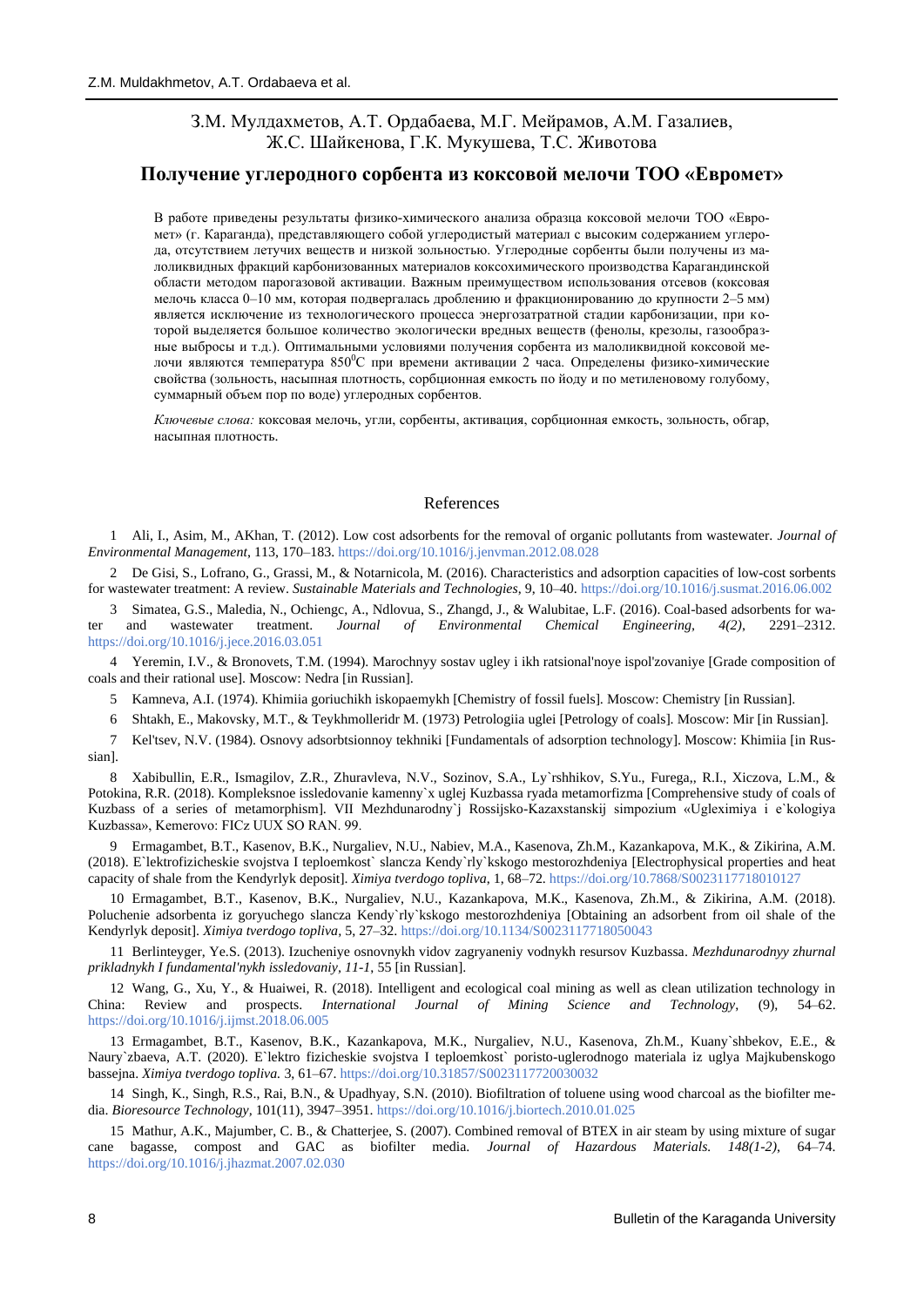З.М. Мулдахметов, А.Т. Ордабаева, М.Г. Мейрамов, А.М. Газалиев, Ж.С. Шайкенова, Г.К. Мукушева, Т.С. Животова

## Получение углеродного сорбента из коксовой мелочи ТОО «Евромет»

В работе приведены результаты физико-химического анализа образца коксовой мелочи ТОО «Евромет» (г. Караганда), представляющего собой углеродистый материал с высоким содержанием углерода, отсутствием летучих веществ и низкой зольностью. Углеродные сорбенты были получены из малоликвидных фракций карбонизованных материалов коксохимического производства Карагандинской области методом парогазовой активации. Важным преимуществом использования отсевов (коксовая мелочь класса 0–10 мм, которая подвергалась дроблению и фракционированию до крупности 2–5 мм) является исключение из технологического процесса энергозатратной стадии карбонизации, при которой выделяется большое количество экологически вредных веществ (фенолы, крезолы, газообразные выбросы и т.д.). Оптимальными условиями получения сорбента из малоликвидной коксовой мелочи являются температура 850$^0$С при времени активации 2 часа. Определены физико-химические свойства (зольность, насыпная плотность, сорбционная емкость по йоду и по метиленовому голубому, суммарный объем пор по воде) углеродных сорбентов.

*Ключевые слова:* коксовая мелочь, угли, сорбенты, активация, сорбционная емкость, зольность, обгар, насыпная плотность.

## References

1 Ali, I., Asim, M., AKhan, T. (2012). Low cost adsorbents for the removal of organic pollutants from wastewater. *Journal of Environmental Management*, 113, 170–183. https://doi.org/10.1016/j.jenvman.2012.08.028

2 De Gisi, S., Lofrano, G., Grassi, M., & Notarnicola, M. (2016). Characteristics and adsorption capacities of low-cost sorbents for wastewater treatment: A review. *Sustainable Materials and Technologies*, 9, 10–40. https://doi.org/10.1016/j.susmat.2016.06.002

3 Simatea, G.S., Maledia, N., Ochiengc, A., Ndlovua, S., Zhangd, J., & Walubitae, L.F. (2016). Coal-based adsorbents for water and wastewater treatment. *Journal of Environmental Chemical Engineering, 4(2)*, 2291–2312. https://doi.org/10.1016/j.jece.2016.03.051

4 Yeremin, I.V., & Bronovets, T.M. (1994). Marochnyy sostav ugley i ikh ratsional'noye ispol'zovaniye [Grade composition of coals and their rational use]. Moscow: Nedra [in Russian].

5 Kamneva, A.I. (1974). Khimiia goriuchikh iskopaemykh [Chemistry of fossil fuels]. Moscow: Chemistry [in Russian].

6 Shtakh, E., Makovsky, M.T., & Teykhmolleridr M. (1973) Petrologiia uglei [Petrology of coals]. Moscow: Mir [in Russian].

7 Kel'tsev, N.V. (1984). Osnovy adsorbtsionnoy tekhniki [Fundamentals of adsorption technology]. Moscow: Khimiia [in Russian].

8 Xabibullin, E.R., Ismagilov, Z.R., Zhuravleva, N.V., Sozinov, S.A., Ly`rshhikov, S.Yu., Furega,, R.I., Xiczova, L.M., & Potokina, R.R. (2018). Kompleksnoe issledovanie kamenny`x uglej Kuzbassa ryada metamorfizma [Comprehensive study of coals of Kuzbass of a series of metamorphism]. VII Mezhdunarodny`j Rossijsko-Kazaxstanskij simpozium «Ugleximiya i e`kologiya Kuzbassa», Kemerovo: FICz UUX SO RAN. 99.

9 Ermagambet, B.T., Kasenov, B.K., Nurgaliev, N.U., Nabiev, M.A., Kasenova, Zh.M., Kazankapova, M.K., & Zikirina, A.M. (2018). E`lektrofizicheskie svojstva I teploemkost` slancza Kendy`rly`kskogo mestorozhdeniya [Electrophysical properties and heat capacity of shale from the Kendyrlyk deposit]. *Ximiya tverdogo topliva*, 1, 68–72. https://doi.org/10.7868/S0023117718010127

10 Ermagambet, B.T., Kasenov, B.K., Nurgaliev, N.U., Kazankapova, M.K., Kasenova, Zh.M., & Zikirina, A.M. (2018). Poluchenie adsorbenta iz goryuchego slancza Kendy`rly`kskogo mestorozhdeniya [Obtaining an adsorbent from oil shale of the Kendyrlyk deposit]. *Ximiya tverdogo topliva*, 5, 27–32. https://doi.org/10.1134/S0023117718050043

11 Berlinteyger, Ye.S. (2013). Izucheniye osnovnykh vidov zagryaneniy vodnykh resursov Kuzbassa. *Mezhdunarodnyy zhurnal prikladnykh I fundamental'nykh issledovaniy, 11-1*, 55 [in Russian].

12 Wang, G., Xu, Y., & Huaiwei, R. (2018). Intelligent and ecological coal mining as well as clean utilization technology in China: Review and prospects. *International Journal of Mining Science and Technology*, (9), 54–62. https://doi.org/10.1016/j.ijmst.2018.06.005

13 Ermagambet, B.T., Kasenov, B.K., Kazankapova, M.K., Nurgaliev, N.U., Kasenova, Zh.M., Kuany`shbekov, E.E., & Naury`zbaeva, A.T. (2020). E`lektro fizicheskie svojstva I teploemkost` poristo-uglerodnogo materiala iz uglya Majkubenskogo bassejna. *Ximiya tverdogo topliva.* 3, 61–67. https://doi.org/10.31857/S0023117720030032

14 Singh, K., Singh, R.S., Rai, B.N., & Upadhyay, S.N. (2010). Biofiltration of toluene using wood charcoal as the biofilter media. *Bioresource Technology*, 101(11), 3947–3951. https://doi.org/10.1016/j.biortech.2010.01.025

15 Mathur, A.K., Majumber, C. B., & Chatterjee, S. (2007). Combined removal of BTEX in air steam by using mixture of sugar cane bagasse, compost and GAC as biofilter media. *Journal of Hazardous Materials. 148(1-2)*, 64–74. https://doi.org/10.1016/j.jhazmat.2007.02.030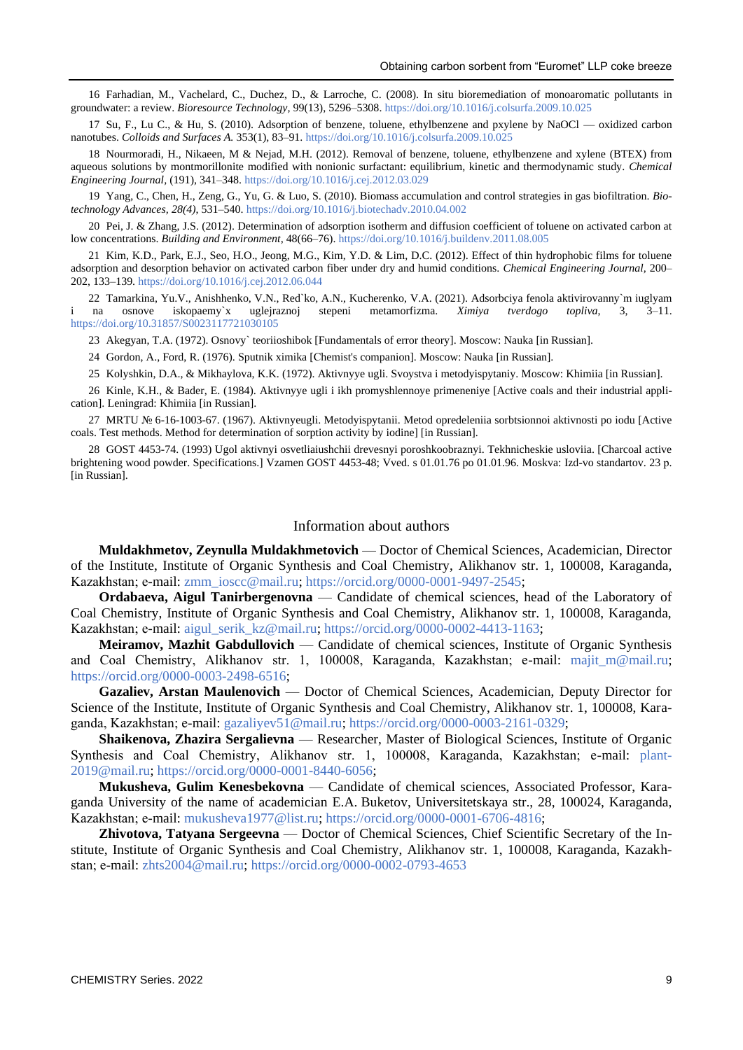16 Farhadian, M., Vachelard, C., Duchez, D., & Larroche, C. (2008). In situ bioremediation of monoaromatic pollutants in groundwater: a review. *Bioresource Technology*, 99(13), 5296–5308. https://doi.org/10.1016/j.colsurfa.2009.10.025

17 Su, F., Lu C., & Hu, S. (2010). Adsorption of benzene, toluene, ethylbenzene and pxylene by NaOCl — oxidized carbon nanotubes. *Colloids and Surfaces A.* 353(1), 83–91. https://doi.org/10.1016/j.colsurfa.2009.10.025

18 Nourmoradi, H., Nikaeen, M & Nejad, M.H. (2012). Removal of benzene, toluene, ethylbenzene and xylene (BTEX) from aqueous solutions by montmorillonite modified with nonionic surfactant: equilibrium, kinetic and thermodynamic study. *Chemical Engineering Journal*, (191), 341–348. https://doi.org/10.1016/j.cej.2012.03.029

19 Yang, C., Chen, H., Zeng, G., Yu, G. & Luo, S. (2010). Biomass accumulation and control strategies in gas biofiltration. *Biotechnology Advances, 28(4)*, 531–540. https://doi.org/10.1016/j.biotechadv.2010.04.002

20 Pei, J. & Zhang, J.S. (2012). Determination of adsorption isotherm and diffusion coefficient of toluene on activated carbon at low concentrations. *Building and Environment*, 48(66–76). https://doi.org/10.1016/j.buildenv.2011.08.005

21 Kim, K.D., Park, E.J., Seo, H.O., Jeong, M.G., Kim, Y.D. & Lim, D.C. (2012). Effect of thin hydrophobic films for toluene adsorption and desorption behavior on activated carbon fiber under dry and humid conditions. *Chemical Engineering Journal*, 200–202, 133–139. https://doi.org/10.1016/j.cej.2012.06.044

22 Tamarkina, Yu.V., Anishhenko, V.N., Red`ko, A.N., Kucherenko, V.A. (2021). Adsorbciya fenola aktivirovanny`m iuglyam i na osnove iskopaemy`x uglejraznoj stepeni metamorfizma. *Ximiya tverdogo topliva*, 3, 3–11. https://doi.org/10.31857/S0023117721030105

23 Akegyan, T.A. (1972). Osnovy` teoriioshibok [Fundamentals of error theory]. Moscow: Nauka [in Russian].

24 Gordon, A., Ford, R. (1976). Sputnik ximika [Chemist's companion]. Moscow: Nauka [in Russian].

25 Kolyshkin, D.A., & Mikhaylova, K.K. (1972). Aktivnyye ugli. Svoystva i metodyispytaniy. Moscow: Khimiia [in Russian].

26 Kinle, K.H., & Bader, E. (1984). Aktivnyye ugli i ikh promyshlennoye primeneniye [Active coals and their industrial application]. Leningrad: Khimiia [in Russian].

27 MRTU № 6-16-1003-67. (1967). Aktivnyeugli. Metodyispytanii. Metod opredeleniia sorbtsionnoi aktivnosti po iodu [Active coals. Test methods. Method for determination of sorption activity by iodine] [in Russian].

28 GOST 4453-74. (1993) Ugol aktivnyi osvetliaiushchii drevesnyi poroshkoobraznyi. Tekhnicheskie usloviia. [Charcoal active brightening wood powder. Specifications.] Vzamen GOST 4453-48; Vved. s 01.01.76 po 01.01.96. Moskva: Izd-vo standartov. 23 p. [in Russian].

## Information about authors

**Muldakhmetov, Zeynulla Muldakhmetovich** — Doctor of Chemical Sciences, Academician, Director of the Institute, Institute of Organic Synthesis and Coal Chemistry, Alikhanov str. 1, 100008, Karaganda, Kazakhstan; e-mail: zmm_ioscc@mail.ru; https://orcid.org/0000-0001-9497-2545;

**Ordabaeva, Aigul Tanirbergenovna** — Candidate of chemical sciences, head of the Laboratory of Coal Chemistry, Institute of Organic Synthesis and Coal Chemistry, Alikhanov str. 1, 100008, Karaganda, Kazakhstan; e-mail: aigul_serik_kz@mail.ru; https://orcid.org/0000-0002-4413-1163;

**Meiramov, Mazhit Gabdullovich** — Candidate of chemical sciences, Institute of Organic Synthesis and Coal Chemistry, Alikhanov str. 1, 100008, Karaganda, Kazakhstan; e-mail: majit_m@mail.ru; https://orcid.org/0000-0003-2498-6516;

**Gazaliev, Arstan Maulenovich** — Doctor of Chemical Sciences, Academician, Deputy Director for Science of the Institute, Institute of Organic Synthesis and Coal Chemistry, Alikhanov str. 1, 100008, Karaganda, Kazakhstan; e-mail: gazaliyev51@mail.ru; https://orcid.org/0000-0003-2161-0329;

**Shaikenova, Zhazira Sergalievna** — Researcher, Master of Biological Sciences, Institute of Organic Synthesis and Coal Chemistry, Alikhanov str. 1, 100008, Karaganda, Kazakhstan; e-mail: plant-2019@mail.ru; https://orcid.org/0000-0001-8440-6056;

**Mukusheva, Gulim Kenesbekovna** — Candidate of chemical sciences, Associated Professor, Karaganda University of the name of academician E.A. Buketov, Universitetskaya str., 28, 100024, Karaganda, Kazakhstan; e-mail: mukusheva1977@list.ru; https://orcid.org/0000-0001-6706-4816;

**Zhivotova, Tatyana Sergeevna** — Doctor of Chemical Sciences, Chief Scientific Secretary of the Institute, Institute of Organic Synthesis and Coal Chemistry, Alikhanov str. 1, 100008, Karaganda, Kazakhstan; e-mail: zhts2004@mail.ru; https://orcid.org/0000-0002-0793-4653